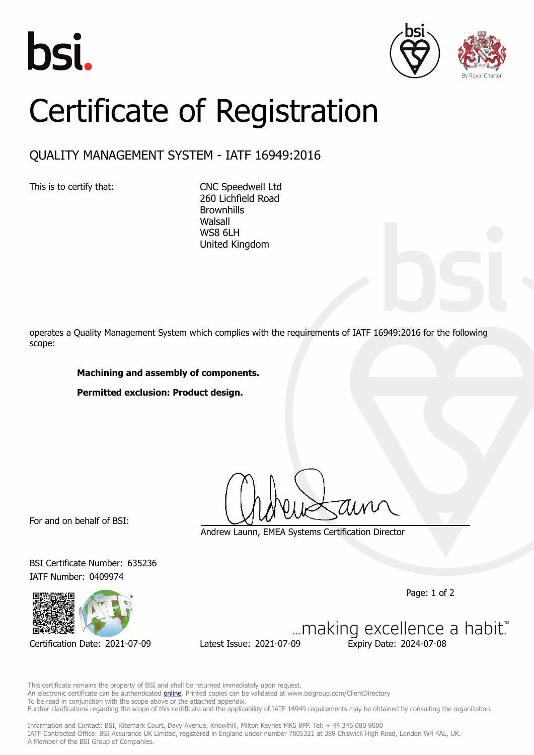# Certificate of Registration

## QUALITY MANAGEMENT SYSTEM - IATF 16949:2016

This is to certify that:

CNC Speedwell Ltd
260 Lichfield Road
Brownhills
Walsall
WS8 6LH
United Kingdom

operates a Quality Management System which complies with the requirements of IATF 16949:2016 for the following scope:

**Machining and assembly of components.**

**Permitted exclusion: Product design.**

For and on behalf of BSI:

Andrew Launn, EMEA Systems Certification Director

BSI Certificate Number: 635236
IATF Number: 0409974

Certification Date: 2021-07-09
Latest Issue: 2021-07-09
Expiry Date: 2024-07-08

...making excellence a habit.™

This certificate remains the property of BSI and shall be returned immediately upon request.
An electronic certificate can be authenticated online. Printed copies can be validated at www.bsigroup.com/ClientDirectory
To be read in conjunction with the scope above or the attached appendix.
Further clarifications regarding the scope of this certificate and the applicability of IATF 16949 requirements may be obtained by consulting the organization.

Information and Contact: BSI, Kitemark Court, Davy Avenue, Knowlhill, Milton Keynes MK5 8PP. Tel: + 44 345 080 9000
IATF Contracted Office: BSI Assurance UK Limited, registered in England under number 7805321 at 389 Chiswick High Road, London W4 4AL, UK.
A Member of the BSI Group of Companies.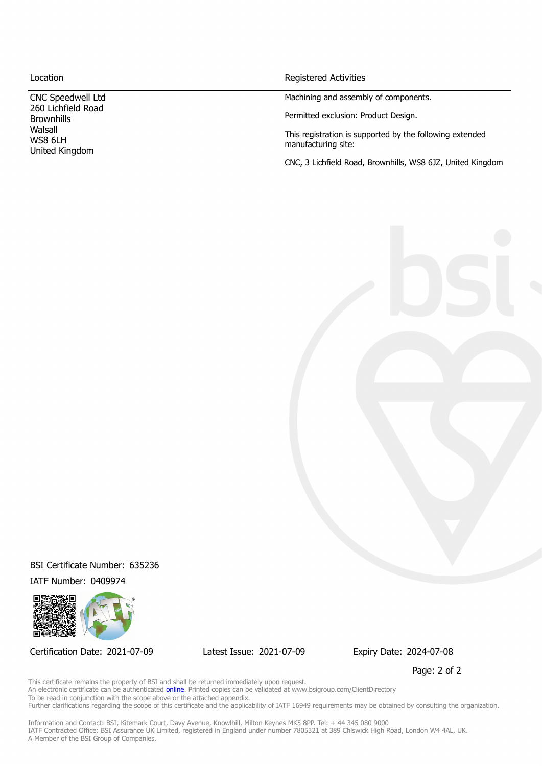| Location | Registered Activities |
| --- | --- |
| CNC Speedwell Ltd<br>260 Lichfield Road<br>Brownhills<br>Walsall<br>WS8 6LH<br>United Kingdom | Machining and assembly of components.<br><br>Permitted exclusion: Product Design.<br><br>This registration is supported by the following extended manufacturing site:<br><br>CNC, 3 Lichfield Road, Brownhills, WS8 6JZ, United Kingdom |

BSI Certificate Number: 635236

IATF Number: 0409974

Certification Date: 2021-07-09

Latest Issue: 2021-07-09

Expiry Date: 2024-07-08

This certificate remains the property of BSI and shall be returned immediately upon request.
An electronic certificate can be authenticated online. Printed copies can be validated at www.bsigroup.com/ClientDirectory
To be read in conjunction with the scope above or the attached appendix.
Further clarifications regarding the scope of this certificate and the applicability of IATF 16949 requirements may be obtained by consulting the organization.

Information and Contact: BSI, Kitemark Court, Davy Avenue, Knowlhill, Milton Keynes MK5 8PP. Tel: + 44 345 080 9000
IATF Contracted Office: BSI Assurance UK Limited, registered in England under number 7805321 at 389 Chiswick High Road, London W4 4AL, UK.
A Member of the BSI Group of Companies.